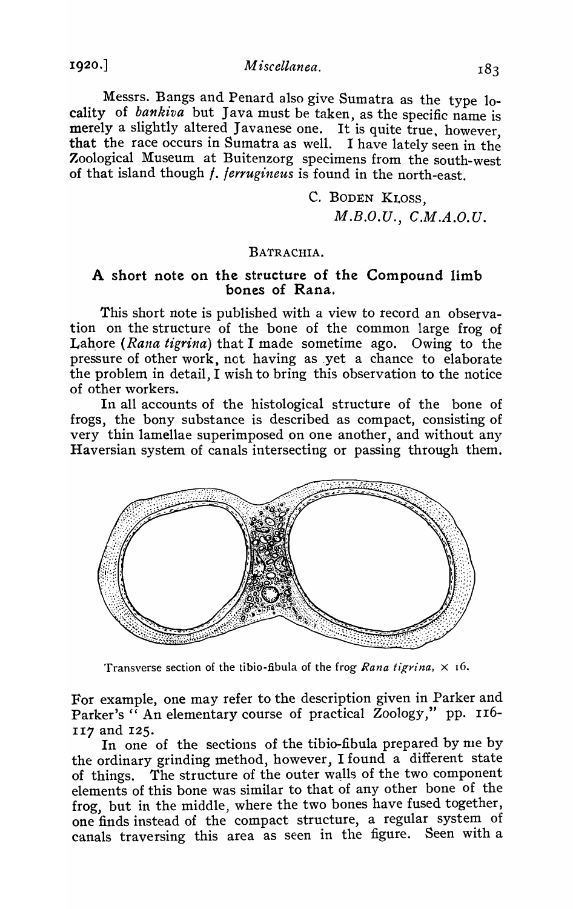Messrs. Bangs and Penard also give Sumatra as the type locality of *bankiva* but Java must be taken, as the specific name is merely a slightly altered Javanese one. It is quite true, however, that the race occurs in Sumatra as well. I have lately seen in the Zoological Museum at Buitenzorg specimens from the south-west of that island though *f. ferrugineus* is found in the north-east.

C. BODEN KLOSS,
*M.B.O.U., C.M.A.O.U.*

## BATRACHIA.

### A short note on the structure of the Compound limb bones of Rana.

This short note is published with a view to record an observation on the structure of the bone of the common large frog of Lahore (*Rana tigrina*) that I made sometime ago. Owing to the pressure of other work, not having as yet a chance to elaborate the problem in detail, I wish to bring this observation to the notice of other workers.

In all accounts of the histological structure of the bone of frogs, the bony substance is described as compact, consisting of very thin lamellae superimposed on one another, and without any Haversian system of canals intersecting or passing through them.

Transverse section of the tibio-fibula of the frog *Rana tigrina*, × 16.

For example, one may refer to the description given in Parker and Parker's "An elementary course of practical Zoology," pp. 116-117 and 125.

In one of the sections of the tibio-fibula prepared by me by the ordinary grinding method, however, I found a different state of things. The structure of the outer walls of the two component elements of this bone was similar to that of any other bone of the frog, but in the middle, where the two bones have fused together, one finds instead of the compact structure, a regular system of canals traversing this area as seen in the figure. Seen with a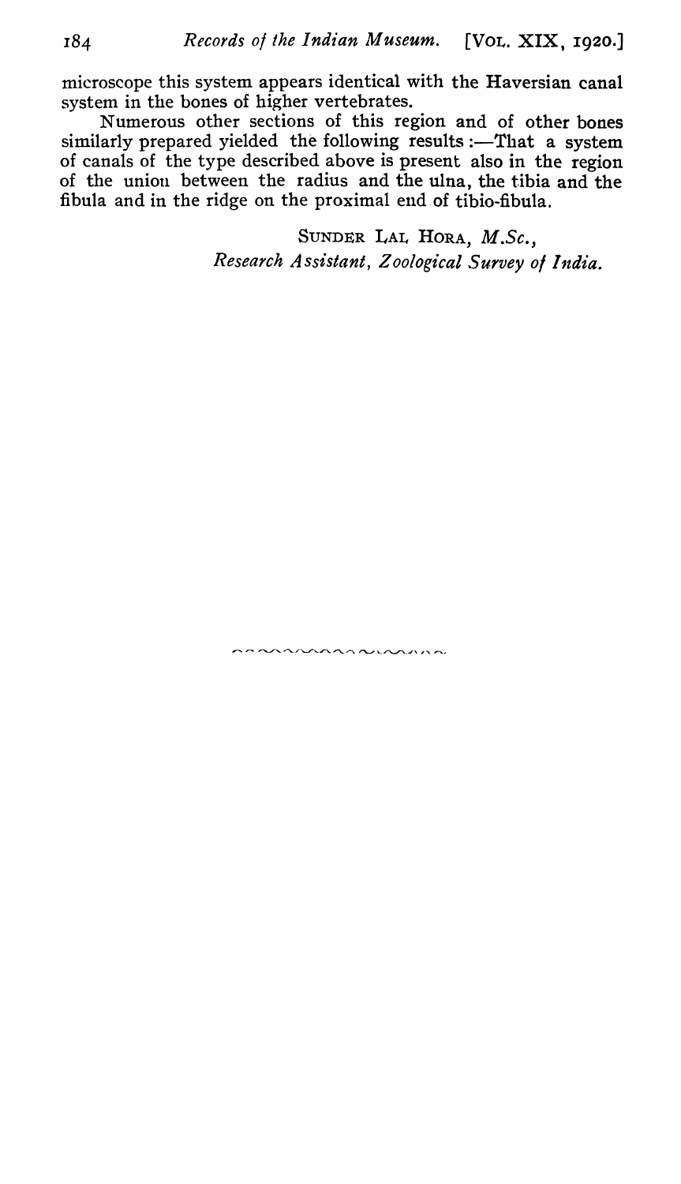microscope this system appears identical with the Haversian canal system in the bones of higher vertebrates.

Numerous other sections of this region and of other bones similarly prepared yielded the following results :—That a system of canals of the type described above is present also in the region of the union between the radius and the ulna, the tibia and the fibula and in the ridge on the proximal end of tibio-fibula.

SUNDER LAL HORA, *M.Sc.*,
*Research Assistant, Zoological Survey of India.*